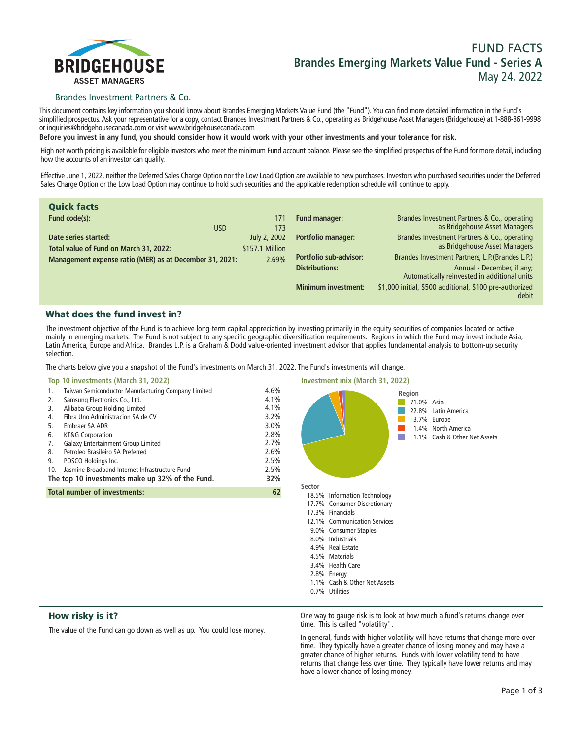BRIDGEHOUSE ASSET MANAGERS

# FUND FACTS
## Brandes Emerging Markets Value Fund - Series A
May 24, 2022

Brandes Investment Partners & Co.

This document contains key information you should know about Brandes Emerging Markets Value Fund (the "Fund"). You can find more detailed information in the Fund's simplified prospectus. Ask your representative for a copy, contact Brandes Investment Partners & Co., operating as Bridgehouse Asset Managers (Bridgehouse) at 1-888-861-9998 or inquiries@bridgehousecanada.com or visit www.bridgehousecanada.com

**Before you invest in any fund, you should consider how it would work with your other investments and your tolerance for risk.**

High net worth pricing is available for eligible investors who meet the minimum Fund account balance. Please see the simplified prospectus of the Fund for more detail, including how the accounts of an investor can qualify.

Effective June 1, 2022, neither the Deferred Sales Charge Option nor the Low Load Option are available to new purchases. Investors who purchased securities under the Deferred Sales Charge Option or the Low Load Option may continue to hold such securities and the applicable redemption schedule will continue to apply.

### Quick facts

| | | |
|---|---|---|
| **Fund code(s):** | | 171 |
| | USD | 173 |
| **Date series started:** | | July 2, 2002 |
| **Total value of Fund on March 31, 2022:** | | $157.1 Million |
| **Management expense ratio (MER) as at December 31, 2021:** | | 2.69% |

| | |
|---|---|
| **Fund manager:** | Brandes Investment Partners & Co., operating as Bridgehouse Asset Managers |
| **Portfolio manager:** | Brandes Investment Partners & Co., operating as Bridgehouse Asset Managers |
| **Portfolio sub-advisor:** | Brandes Investment Partners, L.P.(Brandes L.P.) |
| **Distributions:** | Annual - December, if any; Automatically reinvested in additional units |
| **Minimum investment:** | $1,000 initial, $500 additional, $100 pre-authorized debit |

### What does the fund invest in?

The investment objective of the Fund is to achieve long-term capital appreciation by investing primarily in the equity securities of companies located or active mainly in emerging markets. The Fund is not subject to any specific geographic diversification requirements. Regions in which the Fund may invest include Asia, Latin America, Europe and Africa. Brandes L.P. is a Graham & Dodd value-oriented investment advisor that applies fundamental analysis to bottom-up security selection.

The charts below give you a snapshot of the Fund's investments on March 31, 2022. The Fund's investments will change.

**Top 10 investments (March 31, 2022)**

| | | |
|---|---|---|
| 1. | Taiwan Semiconductor Manufacturing Company Limited | 4.6% |
| 2. | Samsung Electronics Co., Ltd. | 4.1% |
| 3. | Alibaba Group Holding Limited | 4.1% |
| 4. | Fibra Uno Administracion SA de CV | 3.2% |
| 5. | Embraer SA ADR | 3.0% |
| 6. | KT&G Corporation | 2.8% |
| 7. | Galaxy Entertainment Group Limited | 2.7% |
| 8. | Petroleo Brasileiro SA Preferred | 2.6% |
| 9. | POSCO Holdings Inc. | 2.5% |
| 10. | Jasmine Broadband Internet Infrastructure Fund | 2.5% |
| | **The top 10 investments make up 32% of the Fund.** | **32%** |
| | **Total number of investments:** | **62** |

**Investment mix (March 31, 2022)**

**Region**

| | |
|---|---|
| 71.0% | Asia |
| 22.8% | Latin America |
| 3.7% | Europe |
| 1.4% | North America |
| 1.1% | Cash & Other Net Assets |

**Sector**

| | |
|---|---|
| 18.5% | Information Technology |
| 17.7% | Consumer Discretionary |
| 17.3% | Financials |
| 12.1% | Communication Services |
| 9.0% | Consumer Staples |
| 8.0% | Industrials |
| 4.9% | Real Estate |
| 4.5% | Materials |
| 3.4% | Health Care |
| 2.8% | Energy |
| 1.1% | Cash & Other Net Assets |
| 0.7% | Utilities |

### How risky is it?

The value of the Fund can go down as well as up. You could lose money.

One way to gauge risk is to look at how much a fund's returns change over time. This is called "volatility".

In general, funds with higher volatility will have returns that change more over time. They typically have a greater chance of losing money and may have a greater chance of higher returns. Funds with lower volatility tend to have returns that change less over time. They typically have lower returns and may have a lower chance of losing money.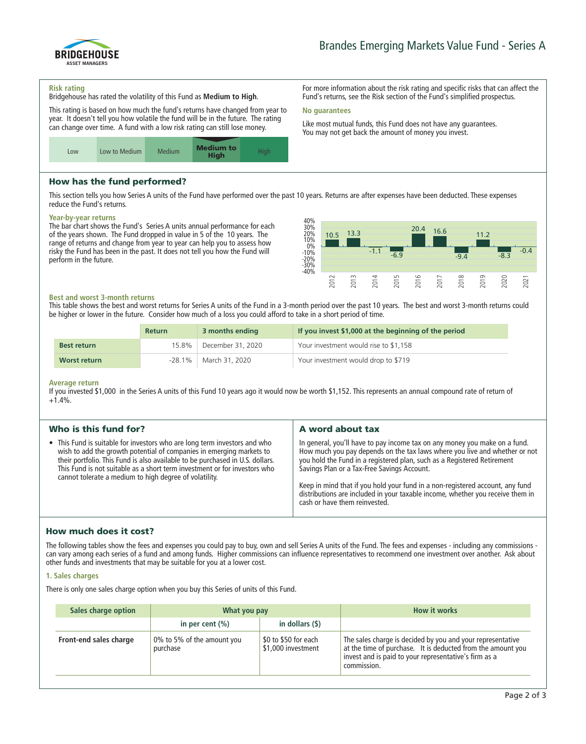# Brandes Emerging Markets Value Fund - Series A

### Risk rating

Bridgehouse has rated the volatility of this Fund as **Medium to High**.

This rating is based on how much the fund's returns have changed from year to year. It doesn't tell you how volatile the fund will be in the future. The rating can change over time. A fund with a low risk rating can still lose money.

| Low | Low to Medium | Medium | **Medium to High** | High |
|---|---|---|---|---|

For more information about the risk rating and specific risks that can affect the Fund's returns, see the Risk section of the Fund's simplified prospectus.

### No guarantees

Like most mutual funds, this Fund does not have any guarantees. You may not get back the amount of money you invest.

## How has the fund performed?

This section tells you how Series A units of the Fund have performed over the past 10 years. Returns are after expenses have been deducted. These expenses reduce the Fund's returns.

### Year-by-year returns

The bar chart shows the Fund's Series A units annual performance for each of the years shown. The Fund dropped in value in 5 of the 10 years. The range of returns and change from year to year can help you to assess how risky the Fund has been in the past. It does not tell you how the Fund will perform in the future.

| Year | 2012 | 2013 | 2014 | 2015 | 2016 | 2017 | 2018 | 2019 | 2020 | 2021 |
|---|---|---|---|---|---|---|---|---|---|---|
| Return (%) | 10.5 | 13.3 | -1.1 | -6.9 | 20.4 | 16.6 | -9.4 | 11.2 | -8.3 | -0.4 |

### Best and worst 3-month returns

This table shows the best and worst returns for Series A units of the Fund in a 3-month period over the past 10 years. The best and worst 3-month returns could be higher or lower in the future. Consider how much of a loss you could afford to take in a short period of time.

| | Return | 3 months ending | If you invest $1,000 at the beginning of the period |
|---|---|---|---|
| **Best return** | 15.8% | December 31, 2020 | Your investment would rise to $1,158 |
| **Worst return** | -28.1% | March 31, 2020 | Your investment would drop to $719 |

### Average return

If you invested $1,000 in the Series A units of this Fund 10 years ago it would now be worth $1,152. This represents an annual compound rate of return of +1.4%.

## Who is this fund for?

- This Fund is suitable for investors who are long term investors and who wish to add the growth potential of companies in emerging markets to their portfolio. This Fund is also available to be purchased in U.S. dollars. This Fund is not suitable as a short term investment or for investors who cannot tolerate a medium to high degree of volatility.

## A word about tax

In general, you'll have to pay income tax on any money you make on a fund. How much you pay depends on the tax laws where you live and whether or not you hold the Fund in a registered plan, such as a Registered Retirement Savings Plan or a Tax-Free Savings Account.

Keep in mind that if you hold your fund in a non-registered account, any fund distributions are included in your taxable income, whether you receive them in cash or have them reinvested.

## How much does it cost?

The following tables show the fees and expenses you could pay to buy, own and sell Series A units of the Fund. The fees and expenses - including any commissions - can vary among each series of a fund and among funds. Higher commissions can influence representatives to recommend one investment over another. Ask about other funds and investments that may be suitable for you at a lower cost.

### 1. Sales charges

There is only one sales charge option when you buy this Series of units of this Fund.

| Sales charge option | What you pay | | How it works |
|---|---|---|---|
| | in per cent (%) | in dollars ($) | |
| **Front-end sales charge** | 0% to 5% of the amount you purchase | $0 to $50 for each $1,000 investment | The sales charge is decided by you and your representative at the time of purchase. It is deducted from the amount you invest and is paid to your representative's firm as a commission. |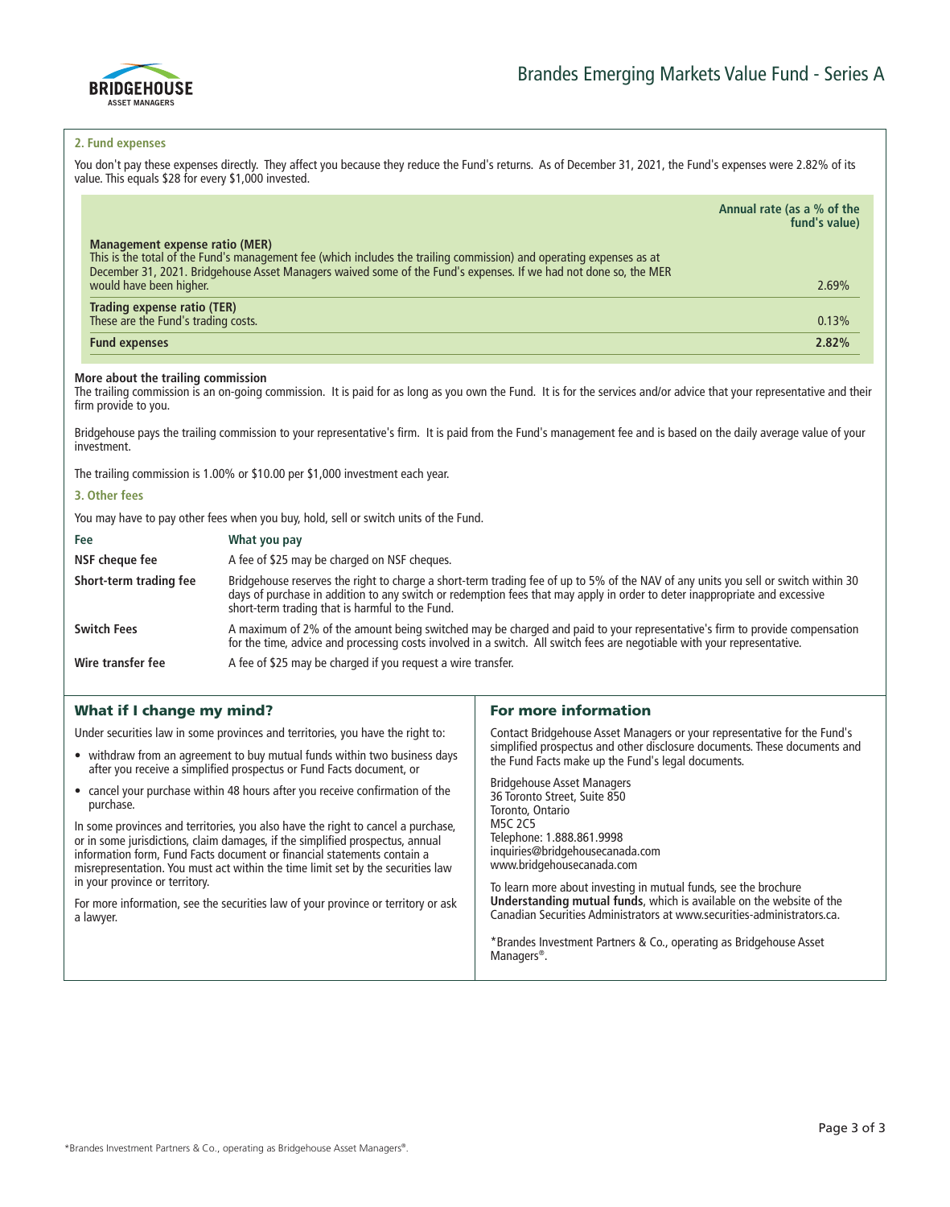# Brandes Emerging Markets Value Fund - Series A

## 2. Fund expenses

You don't pay these expenses directly. They affect you because they reduce the Fund's returns. As of December 31, 2021, the Fund's expenses were 2.82% of its value. This equals $28 for every $1,000 invested.

| | Annual rate (as a % of the fund's value) |
|---|---|
| **Management expense ratio (MER)**<br>This is the total of the Fund's management fee (which includes the trailing commission) and operating expenses as at December 31, 2021. Bridgehouse Asset Managers waived some of the Fund's expenses. If we had not done so, the MER would have been higher. | 2.69% |
| **Trading expense ratio (TER)**<br>These are the Fund's trading costs. | 0.13% |
| **Fund expenses** | **2.82%** |

**More about the trailing commission**

The trailing commission is an on-going commission. It is paid for as long as you own the Fund. It is for the services and/or advice that your representative and their firm provide to you.

Bridgehouse pays the trailing commission to your representative's firm. It is paid from the Fund's management fee and is based on the daily average value of your investment.

The trailing commission is 1.00% or $10.00 per $1,000 investment each year.

## 3. Other fees

You may have to pay other fees when you buy, hold, sell or switch units of the Fund.

| Fee | What you pay |
|---|---|
| **NSF cheque fee** | A fee of $25 may be charged on NSF cheques. |
| **Short-term trading fee** | Bridgehouse reserves the right to charge a short-term trading fee of up to 5% of the NAV of any units you sell or switch within 30 days of purchase in addition to any switch or redemption fees that may apply in order to deter inappropriate and excessive short-term trading that is harmful to the Fund. |
| **Switch Fees** | A maximum of 2% of the amount being switched may be charged and paid to your representative's firm to provide compensation for the time, advice and processing costs involved in a switch. All switch fees are negotiable with your representative. |
| **Wire transfer fee** | A fee of $25 may be charged if you request a wire transfer. |

## What if I change my mind?

Under securities law in some provinces and territories, you have the right to:

- withdraw from an agreement to buy mutual funds within two business days after you receive a simplified prospectus or Fund Facts document, or
- cancel your purchase within 48 hours after you receive confirmation of the purchase.

In some provinces and territories, you also have the right to cancel a purchase, or in some jurisdictions, claim damages, if the simplified prospectus, annual information form, Fund Facts document or financial statements contain a misrepresentation. You must act within the time limit set by the securities law in your province or territory.

For more information, see the securities law of your province or territory or ask a lawyer.

## For more information

Contact Bridgehouse Asset Managers or your representative for the Fund's simplified prospectus and other disclosure documents. These documents and the Fund Facts make up the Fund's legal documents.

Bridgehouse Asset Managers
36 Toronto Street, Suite 850
Toronto, Ontario
M5C 2C5
Telephone: 1.888.861.9998
inquiries@bridgehousecanada.com
www.bridgehousecanada.com

To learn more about investing in mutual funds, see the brochure **Understanding mutual funds**, which is available on the website of the Canadian Securities Administrators at www.securities-administrators.ca.

*Brandes Investment Partners & Co., operating as Bridgehouse Asset Managers®.